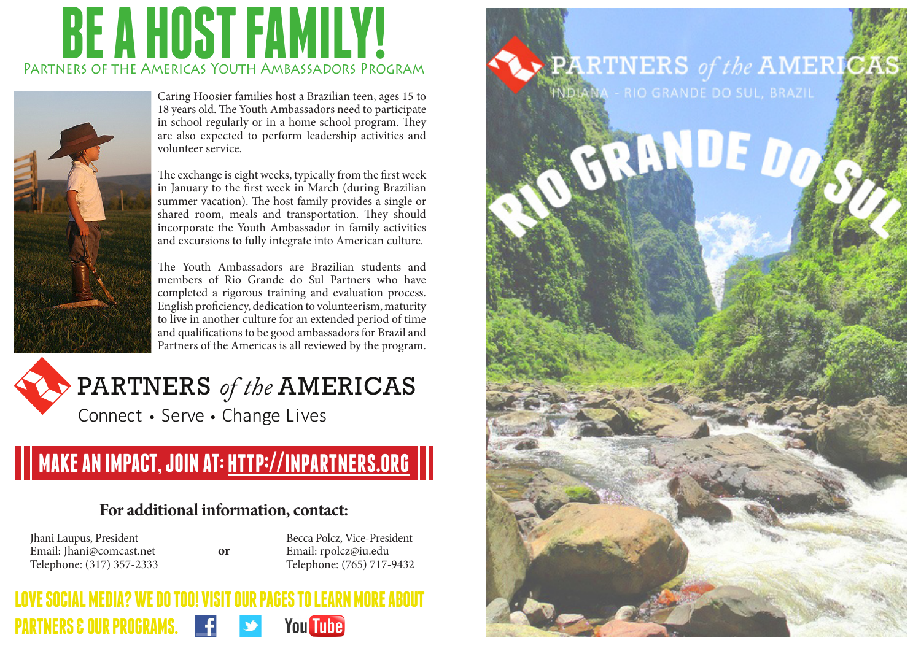# BE A HOST FAMILY!

## Partners of the Americas Youth Ambassadors Program

Caring Hoosier families host a Brazilian teen, ages 15 to 18 years old. The Youth Ambassadors need to participate in school regularly or in a home school program. They are also expected to perform leadership activities and volunteer service.

The exchange is eight weeks, typically from the first week in January to the first week in March (during Brazilian summer vacation). The host family provides a single or shared room, meals and transportation. They should incorporate the Youth Ambassador in family activities and excursions to fully integrate into American culture.

The Youth Ambassadors are Brazilian students and members of Rio Grande do Sul Partners who have completed a rigorous training and evaluation process. English proficiency, dedication to volunteerism, maturity to live in another culture for an extended period of time and qualifications to be good ambassadors for Brazil and Partners of the Americas is all reviewed by the program.

PARTNERS *of the* AMERICAS

Connect • Serve • Change Lives

**MAKE AN IMPACT, JOIN AT: HTTP://INPARTNERS.ORG**

### For additional information, contact:

Jhani Laupus, President
Email: Jhani@comcast.net
Telephone: (317) 357-2333

**or**

Becca Polcz, Vice-President
Email: rpolcz@iu.edu
Telephone: (765) 717-9432

**LOVE SOCIAL MEDIA? WE DO TOO! VISIT OUR PAGES TO LEARN MORE ABOUT PARTNERS & OUR PROGRAMS.**

PARTNERS *of the* AMERICAS

INDIANA - RIO GRANDE DO SUL, BRAZIL

RIO GRANDE DO SUL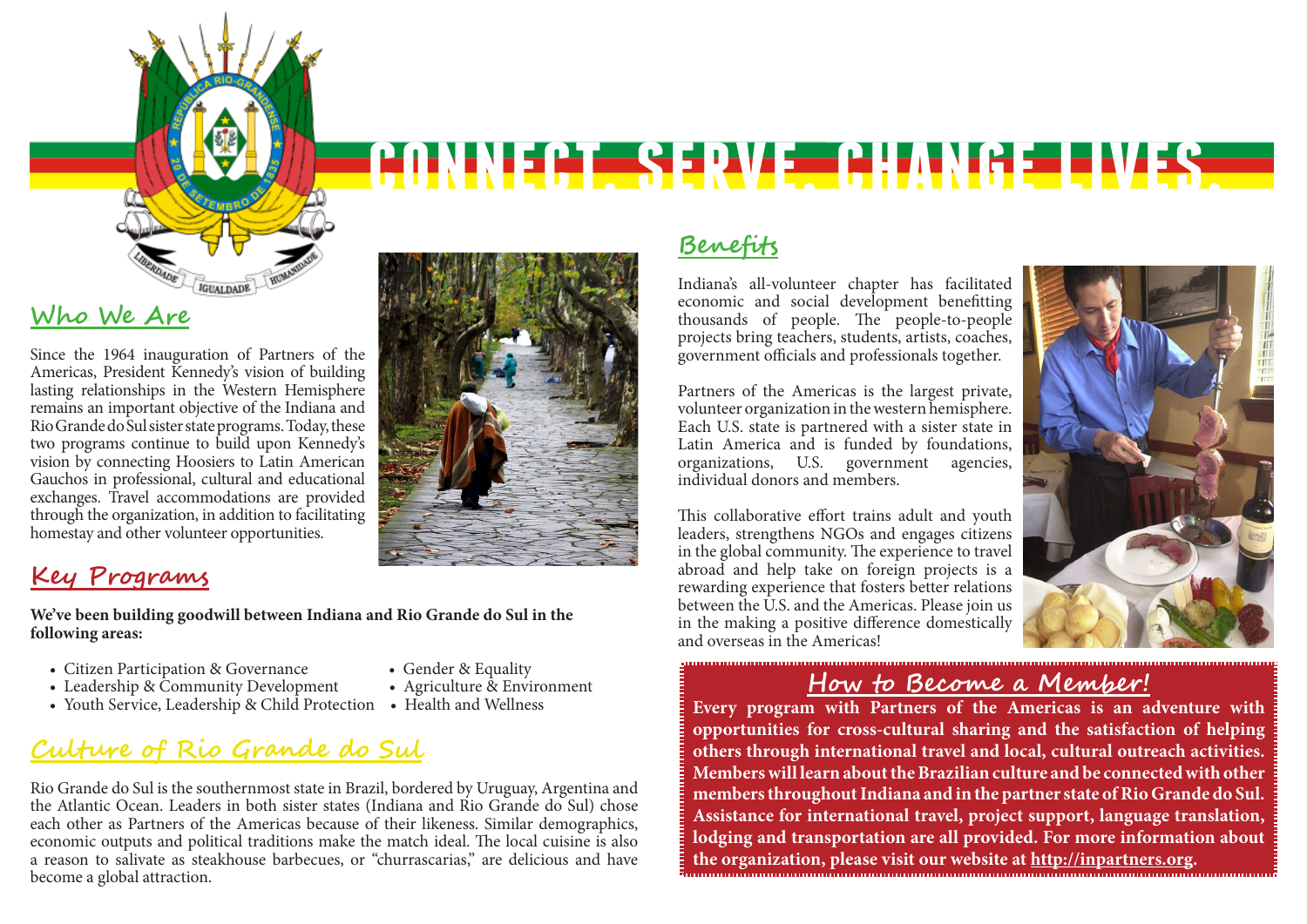# CONNECT. SERVE. CHANGE LIVES.

LIBERDADE IGUALDADE HUMANIDADE

## Who We Are

Since the 1964 inauguration of Partners of the Americas, President Kennedy's vision of building lasting relationships in the Western Hemisphere remains an important objective of the Indiana and Rio Grande do Sul sister state programs. Today, these two programs continue to build upon Kennedy's vision by connecting Hoosiers to Latin American Gauchos in professional, cultural and educational exchanges. Travel accommodations are provided through the organization, in addition to facilitating homestay and other volunteer opportunities.

## Key Programs

**We've been building goodwill between Indiana and Rio Grande do Sul in the following areas:**

- Citizen Participation & Governance
- Leadership & Community Development
- Youth Service, Leadership & Child Protection
- Gender & Equality
- Agriculture & Environment
- Health and Wellness

## Culture of Rio Grande do Sul

Rio Grande do Sul is the southernmost state in Brazil, bordered by Uruguay, Argentina and the Atlantic Ocean. Leaders in both sister states (Indiana and Rio Grande do Sul) chose each other as Partners of the Americas because of their likeness. Similar demographics, economic outputs and political traditions make the match ideal. The local cuisine is also a reason to salivate as steakhouse barbecues, or "churrascarias," are delicious and have become a global attraction.

## Benefits

Indiana's all-volunteer chapter has facilitated economic and social development benefitting thousands of people. The people-to-people projects bring teachers, students, artists, coaches, government officials and professionals together.

Partners of the Americas is the largest private, volunteer organization in the western hemisphere. Each U.S. state is partnered with a sister state in Latin America and is funded by foundations, organizations, U.S. government agencies, individual donors and members.

This collaborative effort trains adult and youth leaders, strengthens NGOs and engages citizens in the global community. The experience to travel abroad and help take on foreign projects is a rewarding experience that fosters better relations between the U.S. and the Americas. Please join us in the making a positive difference domestically and overseas in the Americas!

## How to Become a Member!

**Every program with Partners of the Americas is an adventure with opportunities for cross-cultural sharing and the satisfaction of helping others through international travel and local, cultural outreach activities. Members will learn about the Brazilian culture and be connected with other members throughout Indiana and in the partner state of Rio Grande do Sul. Assistance for international travel, project support, language translation, lodging and transportation are all provided. For more information about the organization, please visit our website at http://inpartners.org.**